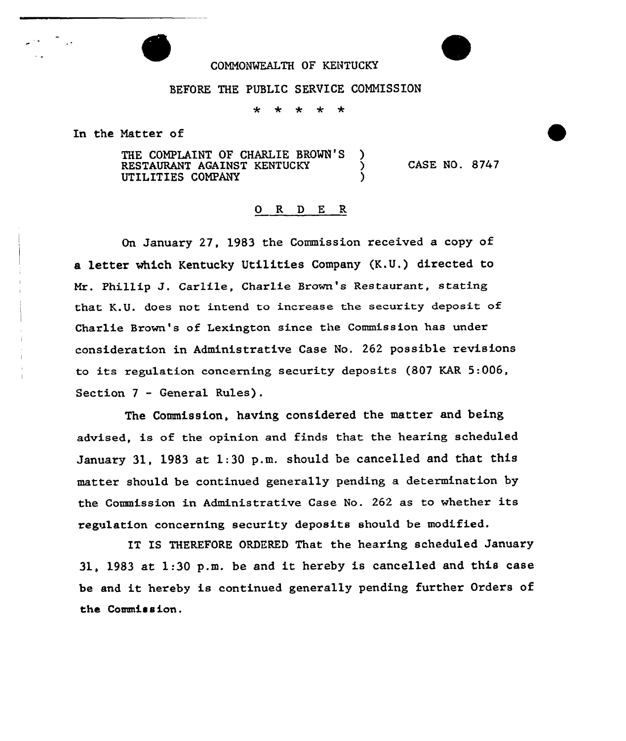COMMONWEALTH OF KENTUCKY

BEFORE THE PUBLIC SERVICE COMMISSION

* * * * *

In the Matter of

THE COMPLAINT OF CHARLIE BROWN'S RESTAURANT AGAINST KENTUCKY UTILITIES COMPANY ) CASE NO. 8747

## O R D E R

On January 27, 1983 the Commission received a copy of a letter which Kentucky Utilities Company (K.U.) directed to Mr. Phillip J. Carlile, Charlie Brown's Restaurant, stating that K.U. does not intend to increase the security deposit of Charlie Brown's of Lexington since the Commission has under consideration in Administrative Case No. 262 possible revisions to its regulation concerning security deposits (807 KAR 5:006, Section 7 - General Rules).

The Commission, having considered the matter and being advised, is of the opinion and finds that the hearing scheduled January 31, 1983 at 1:30 p.m. should be cancelled and that this matter should be continued generally pending a determination by the Commission in Administrative Case No. 262 as to whether its regulation concerning security deposits should be modified.

IT IS THEREFORE ORDERED That the hearing scheduled January 31, 1983 at 1:30 p.m. be and it hereby is cancelled and this case be and it hereby is continued generally pending further Orders of the Commission.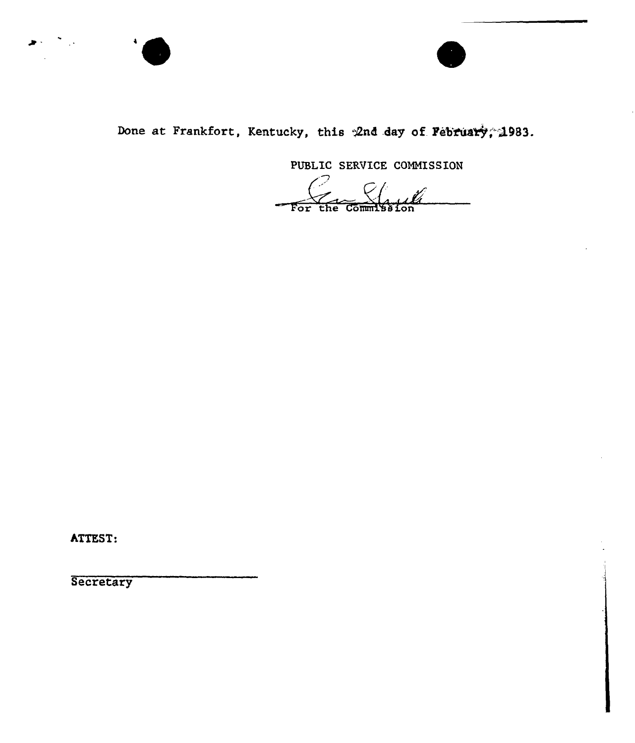Done at Frankfort, Kentucky, this 2nd day of February, 1983.

PUBLIC SERVICE COMMISSION

For the Commission

ATTEST:

Secretary